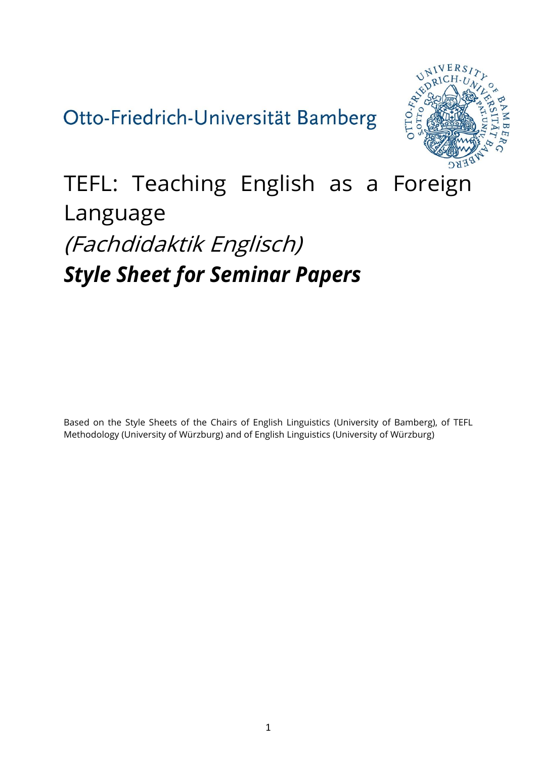Otto-Friedrich-Universität Bamberg

# TEFL: Teaching English as a Foreign Language

## *(Fachdidaktik Englisch)*

## ***Style Sheet for Seminar Papers***

Based on the Style Sheets of the Chairs of English Linguistics (University of Bamberg), of TEFL Methodology (University of Würzburg) and of English Linguistics (University of Würzburg)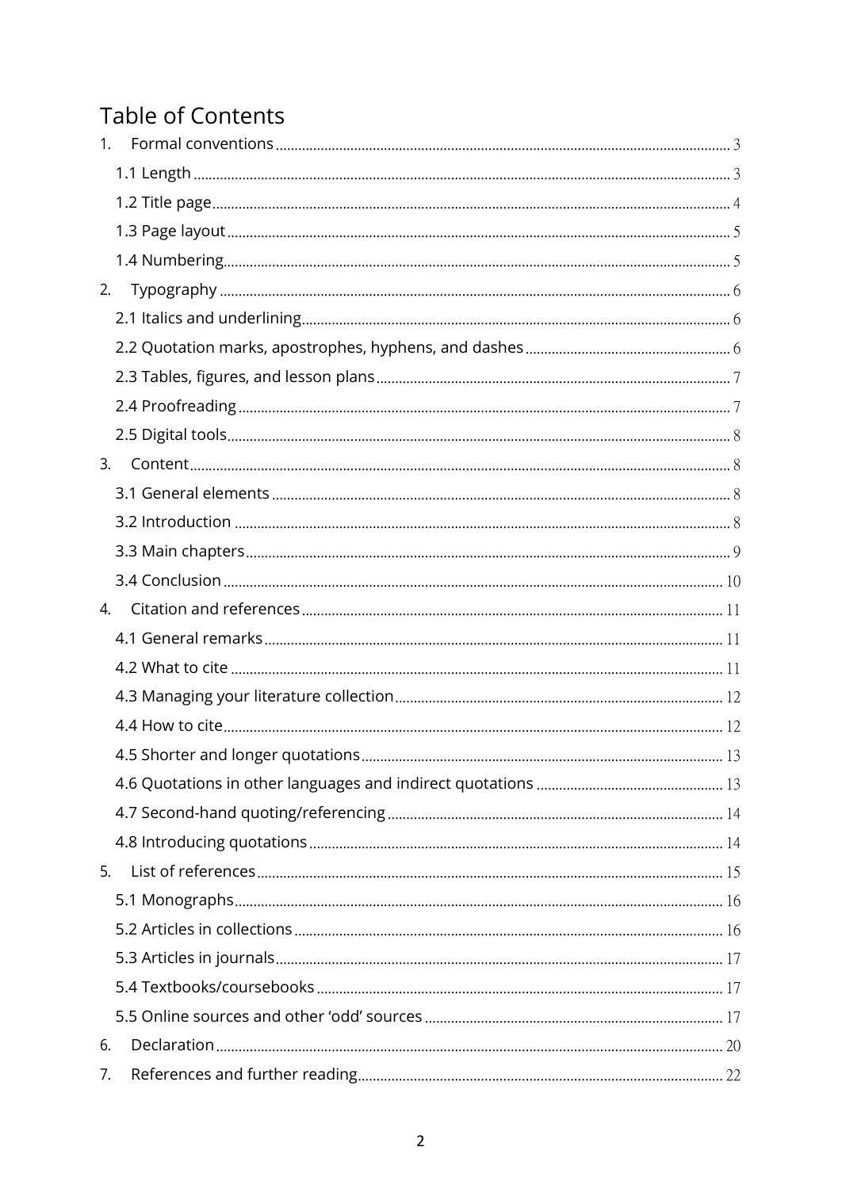# Table of Contents

1. Formal conventions ... 3
   - 1.1 Length ... 3
   - 1.2 Title page ... 4
   - 1.3 Page layout ... 5
   - 1.4 Numbering ... 5
2. Typography ... 6
   - 2.1 Italics and underlining ... 6
   - 2.2 Quotation marks, apostrophes, hyphens, and dashes ... 6
   - 2.3 Tables, figures, and lesson plans ... 7
   - 2.4 Proofreading ... 7
   - 2.5 Digital tools ... 8
3. Content ... 8
   - 3.1 General elements ... 8
   - 3.2 Introduction ... 8
   - 3.3 Main chapters ... 9
   - 3.4 Conclusion ... 10
4. Citation and references ... 11
   - 4.1 General remarks ... 11
   - 4.2 What to cite ... 11
   - 4.3 Managing your literature collection ... 12
   - 4.4 How to cite ... 12
   - 4.5 Shorter and longer quotations ... 13
   - 4.6 Quotations in other languages and indirect quotations ... 13
   - 4.7 Second-hand quoting/referencing ... 14
   - 4.8 Introducing quotations ... 14
5. List of references ... 15
   - 5.1 Monographs ... 16
   - 5.2 Articles in collections ... 16
   - 5.3 Articles in journals ... 17
   - 5.4 Textbooks/coursebooks ... 17
   - 5.5 Online sources and other 'odd' sources ... 17
6. Declaration ... 20
7. References and further reading ... 22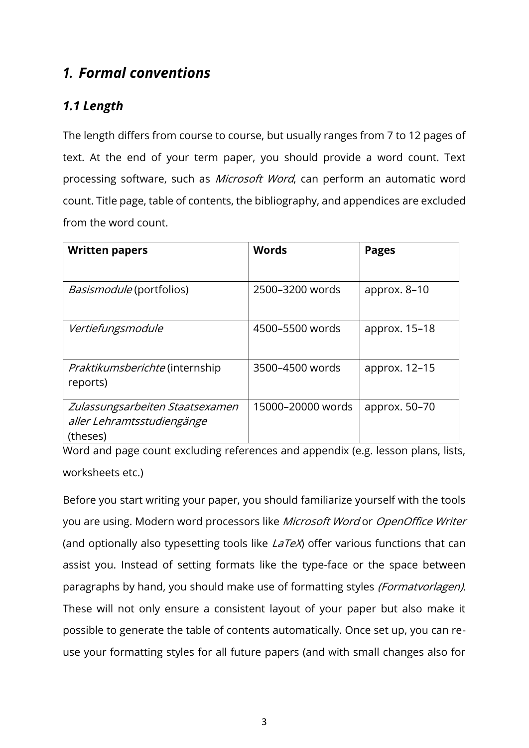# *1. Formal conventions*

## *1.1 Length*

The length differs from course to course, but usually ranges from 7 to 12 pages of text. At the end of your term paper, you should provide a word count. Text processing software, such as *Microsoft Word*, can perform an automatic word count. Title page, table of contents, the bibliography, and appendices are excluded from the word count.

| **Written papers** | **Words** | **Pages** |
|---|---|---|
| *Basismodule* (portfolios) | 2500–3200 words | approx. 8–10 |
| *Vertiefungsmodule* | 4500–5500 words | approx. 15–18 |
| *Praktikumsberichte* (internship reports) | 3500–4500 words | approx. 12–15 |
| *Zulassungsarbeiten Staatsexamen aller Lehramtsstudiengänge* (theses) | 15000–20000 words | approx. 50–70 |

Word and page count excluding references and appendix (e.g. lesson plans, lists, worksheets etc.)

Before you start writing your paper, you should familiarize yourself with the tools you are using. Modern word processors like *Microsoft Word* or *OpenOffice Writer* (and optionally also typesetting tools like *LaTeX*) offer various functions that can assist you. Instead of setting formats like the type-face or the space between paragraphs by hand, you should make use of formatting styles *(Formatvorlagen).* These will not only ensure a consistent layout of your paper but also make it possible to generate the table of contents automatically. Once set up, you can re-use your formatting styles for all future papers (and with small changes also for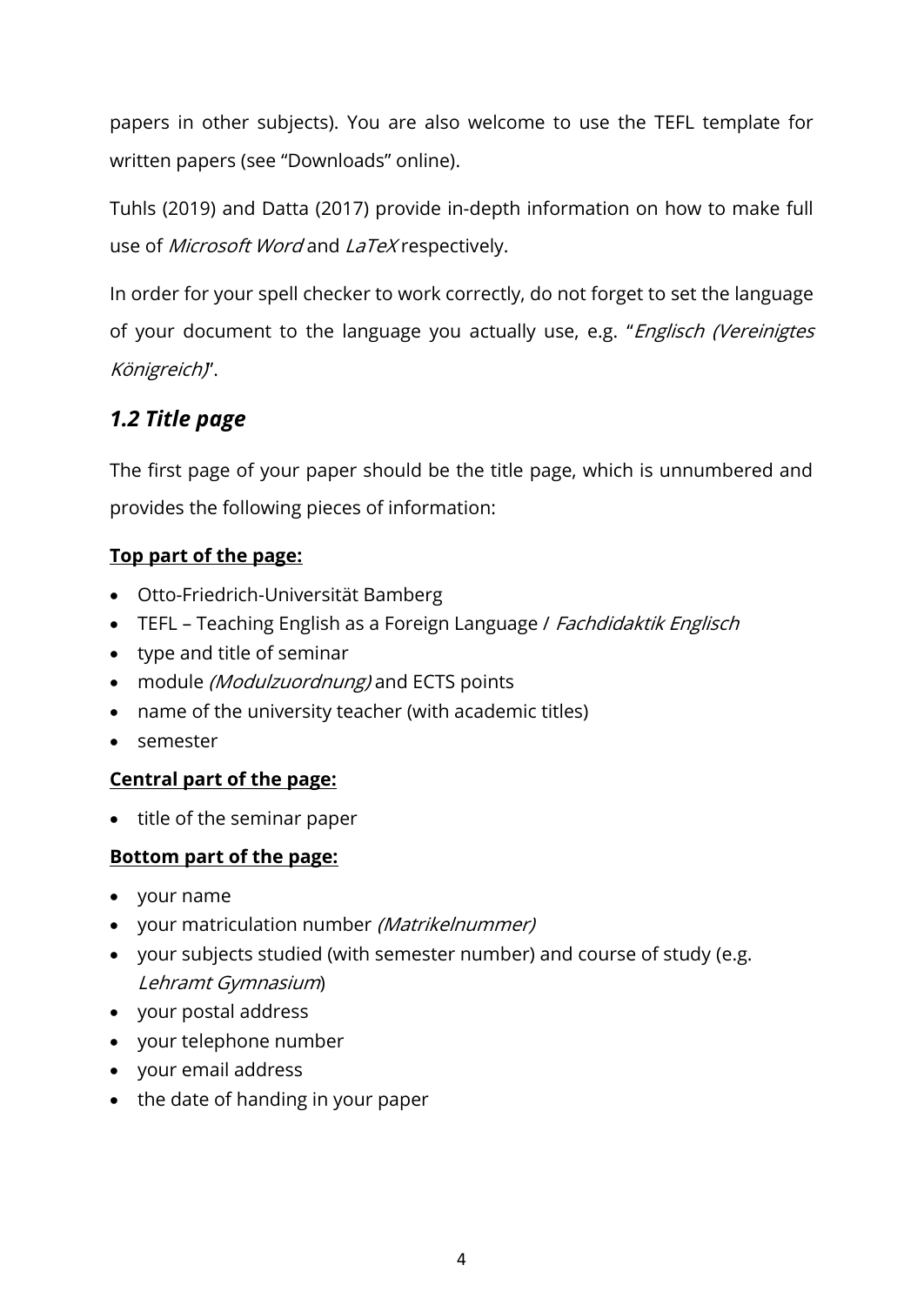papers in other subjects). You are also welcome to use the TEFL template for written papers (see "Downloads" online).

Tuhls (2019) and Datta (2017) provide in-depth information on how to make full use of *Microsoft Word* and *LaTeX* respectively.

In order for your spell checker to work correctly, do not forget to set the language of your document to the language you actually use, e.g. "*Englisch (Vereinigtes Königreich)*".

## *1.2 Title page*

The first page of your paper should be the title page, which is unnumbered and provides the following pieces of information:

**Top part of the page:**

- Otto-Friedrich-Universität Bamberg
- TEFL – Teaching English as a Foreign Language / *Fachdidaktik Englisch*
- type and title of seminar
- module *(Modulzuordnung)* and ECTS points
- name of the university teacher (with academic titles)
- semester

**Central part of the page:**

- title of the seminar paper

**Bottom part of the page:**

- your name
- your matriculation number *(Matrikelnummer)*
- your subjects studied (with semester number) and course of study (e.g. *Lehramt Gymnasium*)
- your postal address
- your telephone number
- your email address
- the date of handing in your paper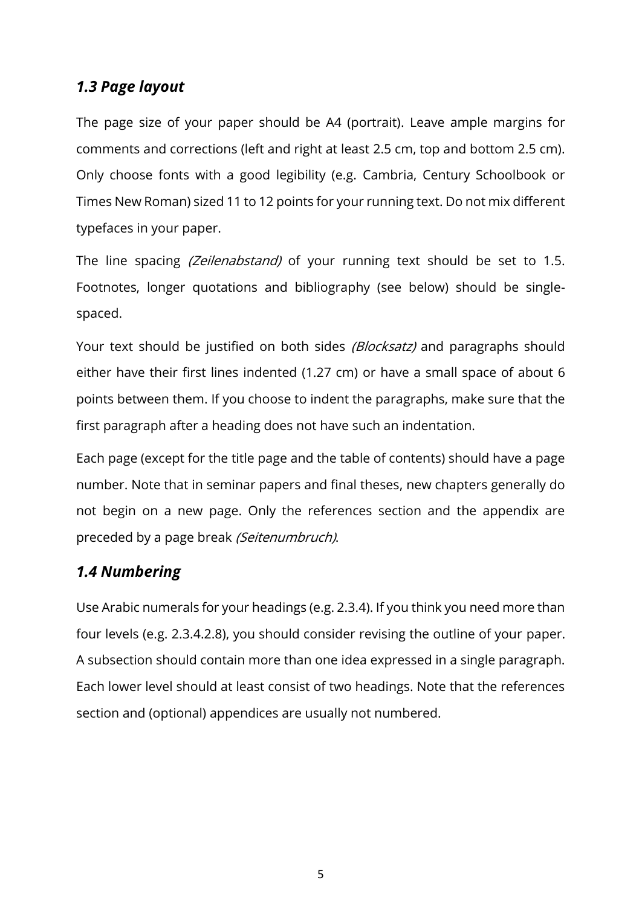## *1.3 Page layout*

The page size of your paper should be A4 (portrait). Leave ample margins for comments and corrections (left and right at least 2.5 cm, top and bottom 2.5 cm). Only choose fonts with a good legibility (e.g. Cambria, Century Schoolbook or Times New Roman) sized 11 to 12 points for your running text. Do not mix different typefaces in your paper.

The line spacing *(Zeilenabstand)* of your running text should be set to 1.5. Footnotes, longer quotations and bibliography (see below) should be single-spaced.

Your text should be justified on both sides *(Blocksatz)* and paragraphs should either have their first lines indented (1.27 cm) or have a small space of about 6 points between them. If you choose to indent the paragraphs, make sure that the first paragraph after a heading does not have such an indentation.

Each page (except for the title page and the table of contents) should have a page number. Note that in seminar papers and final theses, new chapters generally do not begin on a new page. Only the references section and the appendix are preceded by a page break *(Seitenumbruch)*.

## *1.4 Numbering*

Use Arabic numerals for your headings (e.g. 2.3.4). If you think you need more than four levels (e.g. 2.3.4.2.8), you should consider revising the outline of your paper. A subsection should contain more than one idea expressed in a single paragraph. Each lower level should at least consist of two headings. Note that the references section and (optional) appendices are usually not numbered.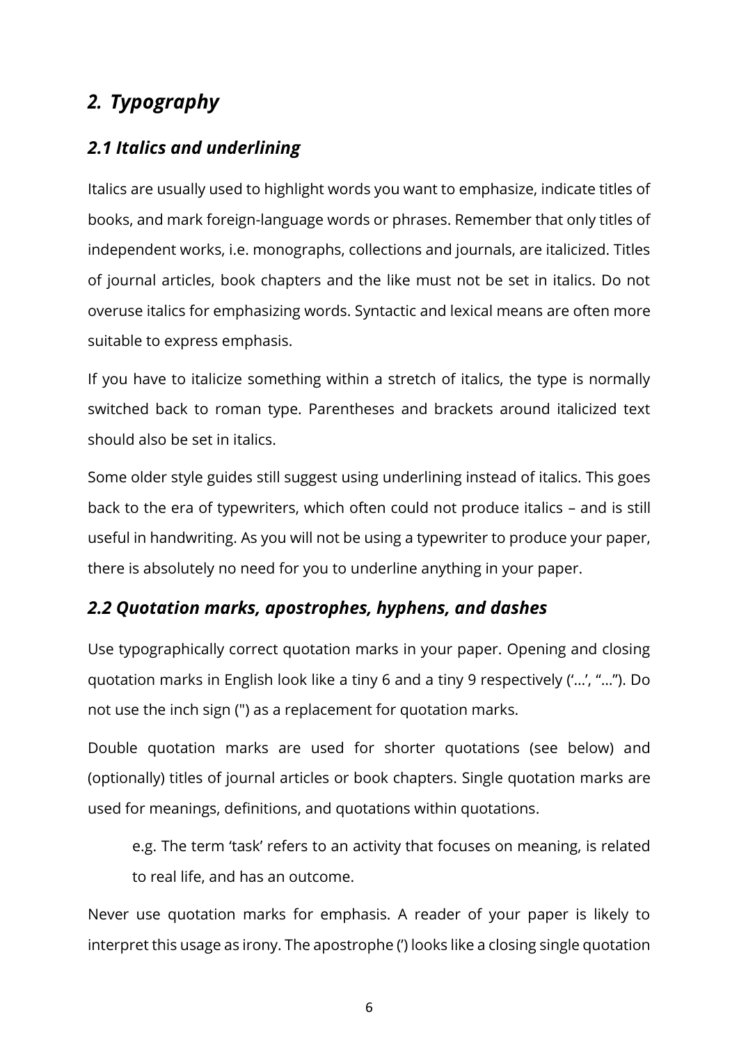## *2. Typography*

### *2.1 Italics and underlining*

Italics are usually used to highlight words you want to emphasize, indicate titles of books, and mark foreign-language words or phrases. Remember that only titles of independent works, i.e. monographs, collections and journals, are italicized. Titles of journal articles, book chapters and the like must not be set in italics. Do not overuse italics for emphasizing words. Syntactic and lexical means are often more suitable to express emphasis.

If you have to italicize something within a stretch of italics, the type is normally switched back to roman type. Parentheses and brackets around italicized text should also be set in italics.

Some older style guides still suggest using underlining instead of italics. This goes back to the era of typewriters, which often could not produce italics – and is still useful in handwriting. As you will not be using a typewriter to produce your paper, there is absolutely no need for you to underline anything in your paper.

### *2.2 Quotation marks, apostrophes, hyphens, and dashes*

Use typographically correct quotation marks in your paper. Opening and closing quotation marks in English look like a tiny 6 and a tiny 9 respectively ('…', "…"). Do not use the inch sign (") as a replacement for quotation marks.

Double quotation marks are used for shorter quotations (see below) and (optionally) titles of journal articles or book chapters. Single quotation marks are used for meanings, definitions, and quotations within quotations.

> e.g. The term 'task' refers to an activity that focuses on meaning, is related to real life, and has an outcome.

Never use quotation marks for emphasis. A reader of your paper is likely to interpret this usage as irony. The apostrophe (') looks like a closing single quotation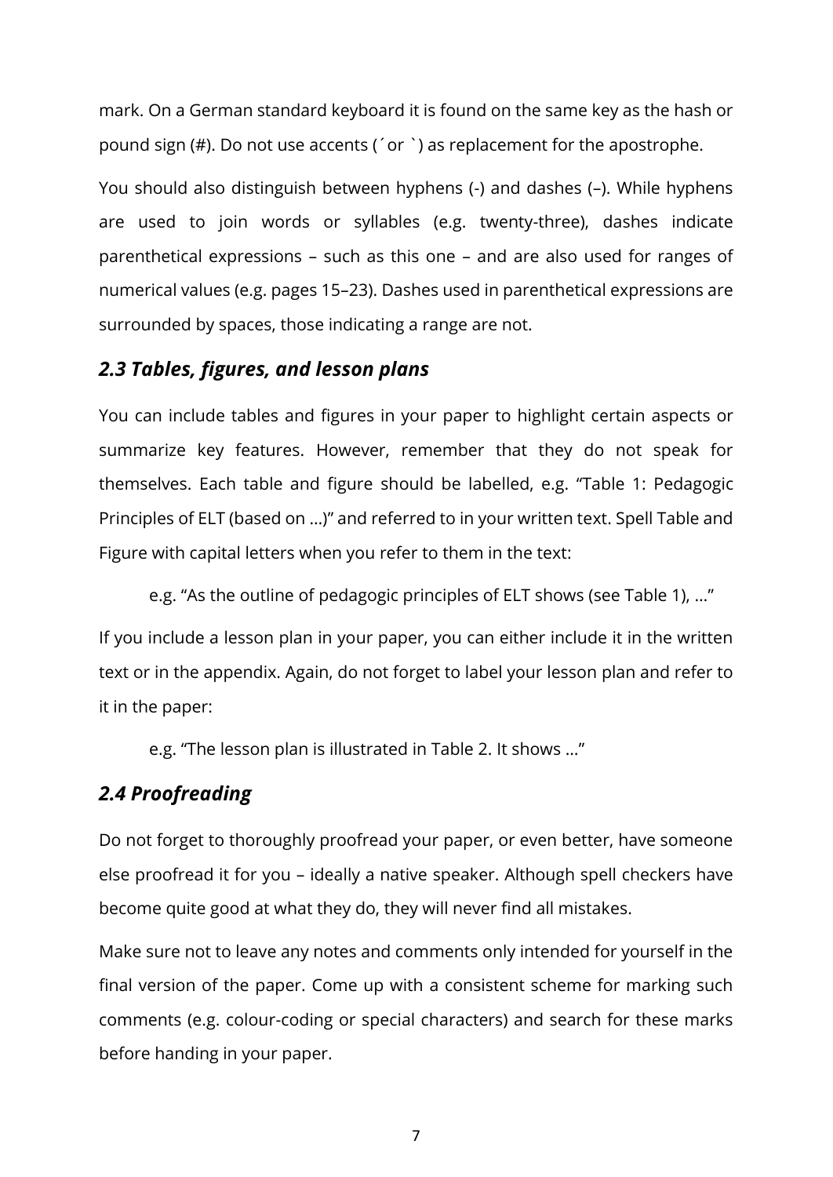mark. On a German standard keyboard it is found on the same key as the hash or pound sign (#). Do not use accents (´ or `) as replacement for the apostrophe.

You should also distinguish between hyphens (-) and dashes (–). While hyphens are used to join words or syllables (e.g. twenty-three), dashes indicate parenthetical expressions – such as this one – and are also used for ranges of numerical values (e.g. pages 15–23). Dashes used in parenthetical expressions are surrounded by spaces, those indicating a range are not.

## *2.3 Tables, figures, and lesson plans*

You can include tables and figures in your paper to highlight certain aspects or summarize key features. However, remember that they do not speak for themselves. Each table and figure should be labelled, e.g. "Table 1: Pedagogic Principles of ELT (based on …)" and referred to in your written text. Spell Table and Figure with capital letters when you refer to them in the text:

> e.g. "As the outline of pedagogic principles of ELT shows (see Table 1), …"

If you include a lesson plan in your paper, you can either include it in the written text or in the appendix. Again, do not forget to label your lesson plan and refer to it in the paper:

> e.g. "The lesson plan is illustrated in Table 2. It shows …"

## *2.4 Proofreading*

Do not forget to thoroughly proofread your paper, or even better, have someone else proofread it for you – ideally a native speaker. Although spell checkers have become quite good at what they do, they will never find all mistakes.

Make sure not to leave any notes and comments only intended for yourself in the final version of the paper. Come up with a consistent scheme for marking such comments (e.g. colour-coding or special characters) and search for these marks before handing in your paper.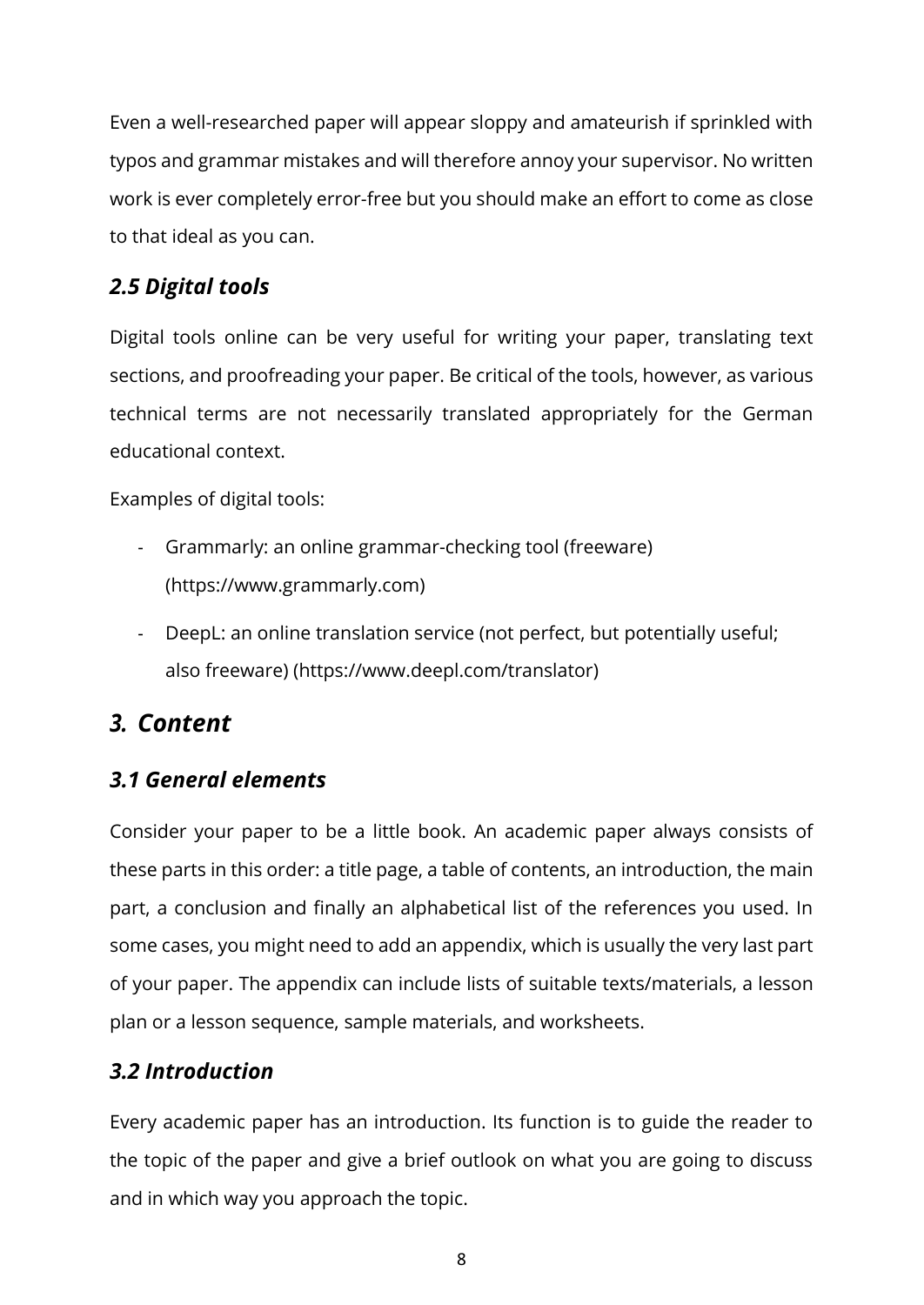Even a well-researched paper will appear sloppy and amateurish if sprinkled with typos and grammar mistakes and will therefore annoy your supervisor. No written work is ever completely error-free but you should make an effort to come as close to that ideal as you can.

### *2.5 Digital tools*

Digital tools online can be very useful for writing your paper, translating text sections, and proofreading your paper. Be critical of the tools, however, as various technical terms are not necessarily translated appropriately for the German educational context.

Examples of digital tools:

- Grammarly: an online grammar-checking tool (freeware) (https://www.grammarly.com)
- DeepL: an online translation service (not perfect, but potentially useful; also freeware) (https://www.deepl.com/translator)

## *3. Content*

### *3.1 General elements*

Consider your paper to be a little book. An academic paper always consists of these parts in this order: a title page, a table of contents, an introduction, the main part, a conclusion and finally an alphabetical list of the references you used. In some cases, you might need to add an appendix, which is usually the very last part of your paper. The appendix can include lists of suitable texts/materials, a lesson plan or a lesson sequence, sample materials, and worksheets.

### *3.2 Introduction*

Every academic paper has an introduction. Its function is to guide the reader to the topic of the paper and give a brief outlook on what you are going to discuss and in which way you approach the topic.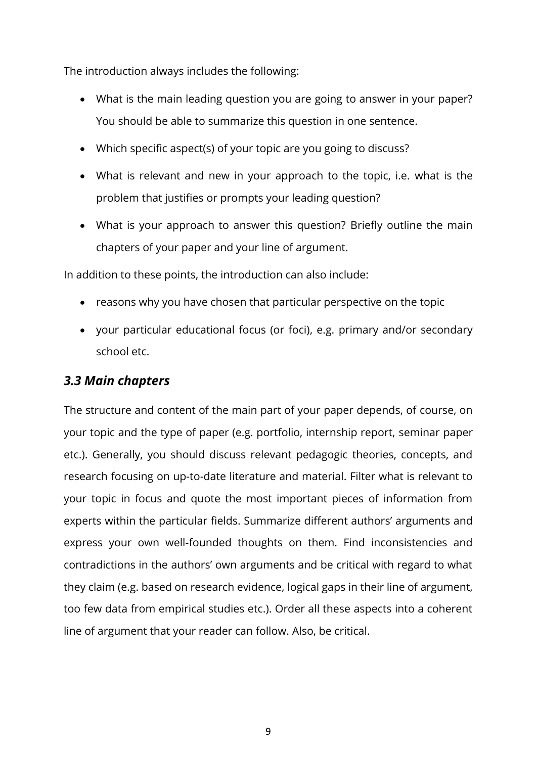The introduction always includes the following:

- What is the main leading question you are going to answer in your paper? You should be able to summarize this question in one sentence.
- Which specific aspect(s) of your topic are you going to discuss?
- What is relevant and new in your approach to the topic, i.e. what is the problem that justifies or prompts your leading question?
- What is your approach to answer this question? Briefly outline the main chapters of your paper and your line of argument.

In addition to these points, the introduction can also include:

- reasons why you have chosen that particular perspective on the topic
- your particular educational focus (or foci), e.g. primary and/or secondary school etc.

### *3.3 Main chapters*

The structure and content of the main part of your paper depends, of course, on your topic and the type of paper (e.g. portfolio, internship report, seminar paper etc.). Generally, you should discuss relevant pedagogic theories, concepts, and research focusing on up-to-date literature and material. Filter what is relevant to your topic in focus and quote the most important pieces of information from experts within the particular fields. Summarize different authors' arguments and express your own well-founded thoughts on them. Find inconsistencies and contradictions in the authors' own arguments and be critical with regard to what they claim (e.g. based on research evidence, logical gaps in their line of argument, too few data from empirical studies etc.). Order all these aspects into a coherent line of argument that your reader can follow. Also, be critical.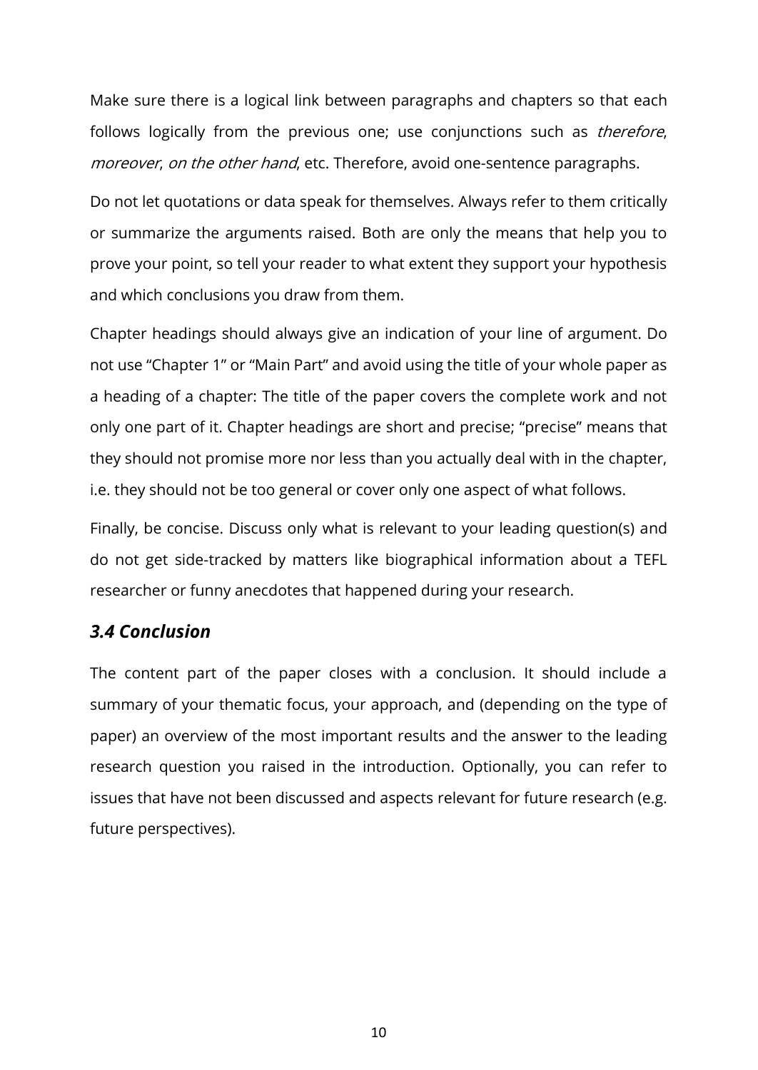Make sure there is a logical link between paragraphs and chapters so that each follows logically from the previous one; use conjunctions such as *therefore*, *moreover*, *on the other hand*, etc. Therefore, avoid one-sentence paragraphs.

Do not let quotations or data speak for themselves. Always refer to them critically or summarize the arguments raised. Both are only the means that help you to prove your point, so tell your reader to what extent they support your hypothesis and which conclusions you draw from them.

Chapter headings should always give an indication of your line of argument. Do not use "Chapter 1" or "Main Part" and avoid using the title of your whole paper as a heading of a chapter: The title of the paper covers the complete work and not only one part of it. Chapter headings are short and precise; "precise" means that they should not promise more nor less than you actually deal with in the chapter, i.e. they should not be too general or cover only one aspect of what follows.

Finally, be concise. Discuss only what is relevant to your leading question(s) and do not get side-tracked by matters like biographical information about a TEFL researcher or funny anecdotes that happened during your research.

### *3.4 Conclusion*

The content part of the paper closes with a conclusion. It should include a summary of your thematic focus, your approach, and (depending on the type of paper) an overview of the most important results and the answer to the leading research question you raised in the introduction. Optionally, you can refer to issues that have not been discussed and aspects relevant for future research (e.g. future perspectives).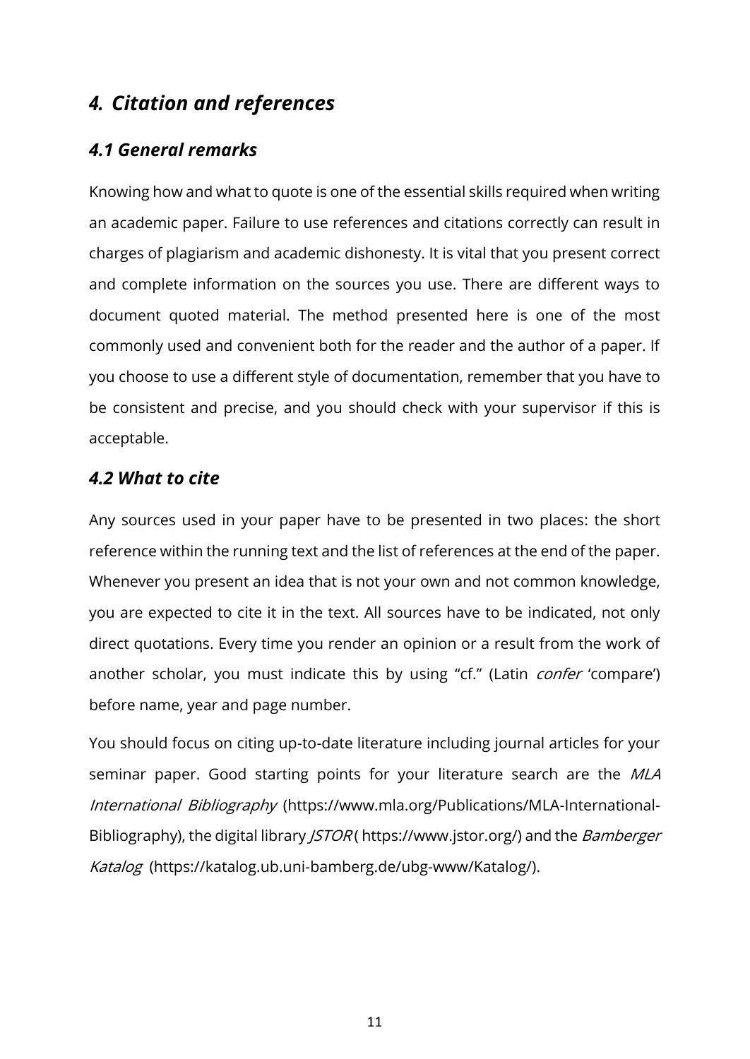# *4. Citation and references*

## *4.1 General remarks*

Knowing how and what to quote is one of the essential skills required when writing an academic paper. Failure to use references and citations correctly can result in charges of plagiarism and academic dishonesty. It is vital that you present correct and complete information on the sources you use. There are different ways to document quoted material. The method presented here is one of the most commonly used and convenient both for the reader and the author of a paper. If you choose to use a different style of documentation, remember that you have to be consistent and precise, and you should check with your supervisor if this is acceptable.

## *4.2 What to cite*

Any sources used in your paper have to be presented in two places: the short reference within the running text and the list of references at the end of the paper. Whenever you present an idea that is not your own and not common knowledge, you are expected to cite it in the text. All sources have to be indicated, not only direct quotations. Every time you render an opinion or a result from the work of another scholar, you must indicate this by using "cf." (Latin *confer* 'compare') before name, year and page number.

You should focus on citing up-to-date literature including journal articles for your seminar paper. Good starting points for your literature search are the *MLA International Bibliography* (https://www.mla.org/Publications/MLA-International-Bibliography), the digital library *JSTOR* ( https://www.jstor.org/) and the *Bamberger Katalog* (https://katalog.ub.uni-bamberg.de/ubg-www/Katalog/).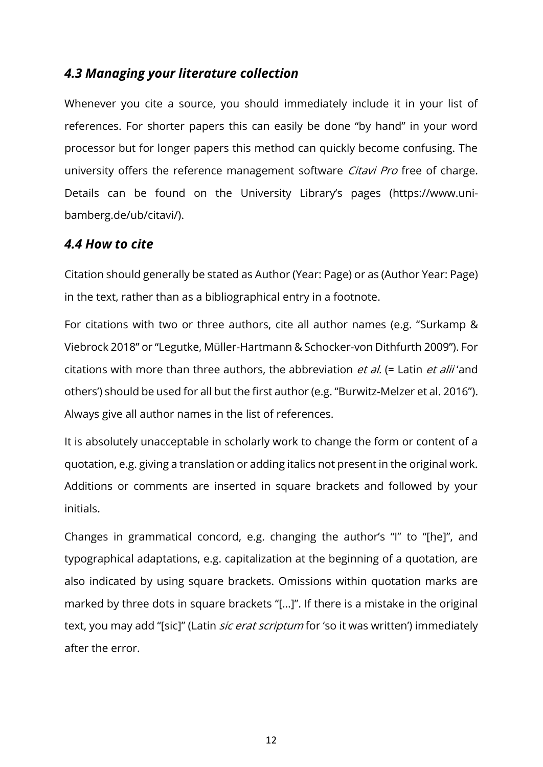### *4.3 Managing your literature collection*

Whenever you cite a source, you should immediately include it in your list of references. For shorter papers this can easily be done "by hand" in your word processor but for longer papers this method can quickly become confusing. The university offers the reference management software *Citavi Pro* free of charge. Details can be found on the University Library's pages (https://www.uni-bamberg.de/ub/citavi/).

### *4.4 How to cite*

Citation should generally be stated as Author (Year: Page) or as (Author Year: Page) in the text, rather than as a bibliographical entry in a footnote.

For citations with two or three authors, cite all author names (e.g. "Surkamp & Viebrock 2018" or "Legutke, Müller-Hartmann & Schocker-von Dithfurth 2009"). For citations with more than three authors, the abbreviation *et al.* (= Latin *et alii* 'and others') should be used for all but the first author (e.g. "Burwitz-Melzer et al. 2016"). Always give all author names in the list of references.

It is absolutely unacceptable in scholarly work to change the form or content of a quotation, e.g. giving a translation or adding italics not present in the original work. Additions or comments are inserted in square brackets and followed by your initials.

Changes in grammatical concord, e.g. changing the author's "I" to "[he]", and typographical adaptations, e.g. capitalization at the beginning of a quotation, are also indicated by using square brackets. Omissions within quotation marks are marked by three dots in square brackets "[...]". If there is a mistake in the original text, you may add "[sic]" (Latin *sic erat scriptum* for 'so it was written') immediately after the error.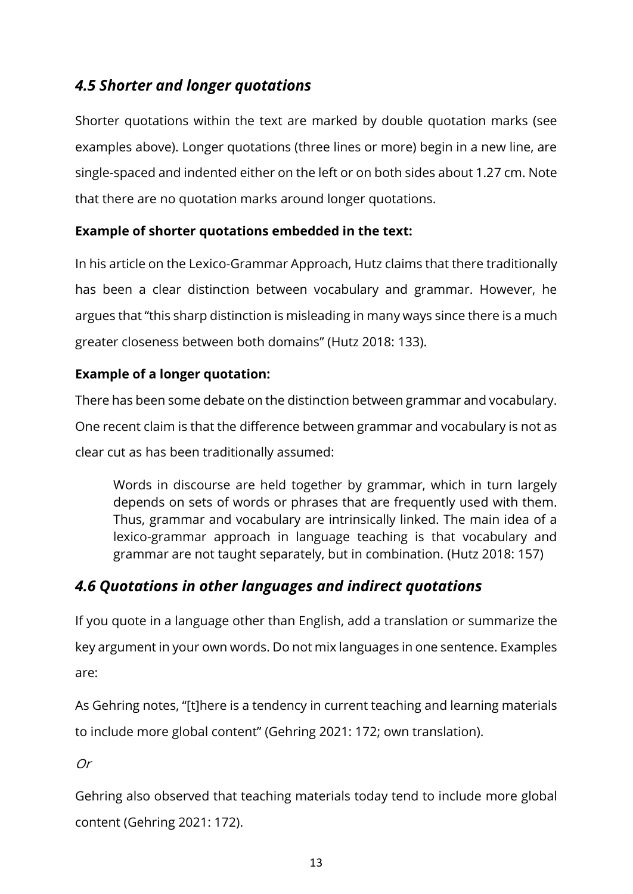### *4.5 Shorter and longer quotations*

Shorter quotations within the text are marked by double quotation marks (see examples above). Longer quotations (three lines or more) begin in a new line, are single-spaced and indented either on the left or on both sides about 1.27 cm. Note that there are no quotation marks around longer quotations.

**Example of shorter quotations embedded in the text:**

In his article on the Lexico-Grammar Approach, Hutz claims that there traditionally has been a clear distinction between vocabulary and grammar. However, he argues that "this sharp distinction is misleading in many ways since there is a much greater closeness between both domains" (Hutz 2018: 133).

**Example of a longer quotation:**

There has been some debate on the distinction between grammar and vocabulary. One recent claim is that the difference between grammar and vocabulary is not as clear cut as has been traditionally assumed:

> Words in discourse are held together by grammar, which in turn largely depends on sets of words or phrases that are frequently used with them. Thus, grammar and vocabulary are intrinsically linked. The main idea of a lexico-grammar approach in language teaching is that vocabulary and grammar are not taught separately, but in combination. (Hutz 2018: 157)

### *4.6 Quotations in other languages and indirect quotations*

If you quote in a language other than English, add a translation or summarize the key argument in your own words. Do not mix languages in one sentence. Examples are:

As Gehring notes, "[t]here is a tendency in current teaching and learning materials to include more global content" (Gehring 2021: 172; own translation).

*Or*

Gehring also observed that teaching materials today tend to include more global content (Gehring 2021: 172).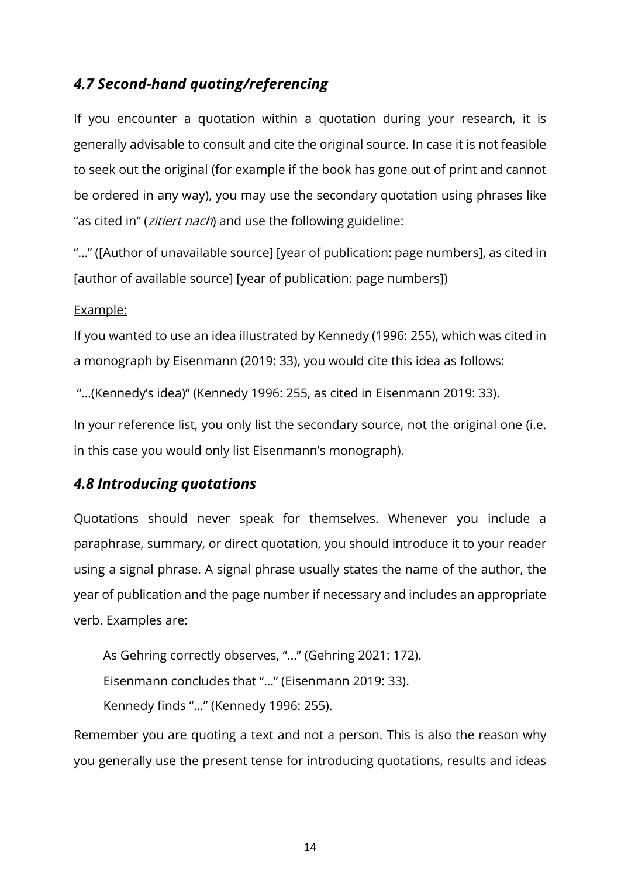### *4.7 Second-hand quoting/referencing*

If you encounter a quotation within a quotation during your research, it is generally advisable to consult and cite the original source. In case it is not feasible to seek out the original (for example if the book has gone out of print and cannot be ordered in any way), you may use the secondary quotation using phrases like "as cited in" (*zitiert nach*) and use the following guideline:

"…" ([Author of unavailable source] [year of publication: page numbers], as cited in [author of available source] [year of publication: page numbers])

Example:

If you wanted to use an idea illustrated by Kennedy (1996: 255), which was cited in a monograph by Eisenmann (2019: 33), you would cite this idea as follows:

"…(Kennedy's idea)" (Kennedy 1996: 255, as cited in Eisenmann 2019: 33).

In your reference list, you only list the secondary source, not the original one (i.e. in this case you would only list Eisenmann's monograph).

### *4.8 Introducing quotations*

Quotations should never speak for themselves. Whenever you include a paraphrase, summary, or direct quotation, you should introduce it to your reader using a signal phrase. A signal phrase usually states the name of the author, the year of publication and the page number if necessary and includes an appropriate verb. Examples are:

> As Gehring correctly observes, "…" (Gehring 2021: 172).
>
> Eisenmann concludes that "…" (Eisenmann 2019: 33).
>
> Kennedy finds "…" (Kennedy 1996: 255).

Remember you are quoting a text and not a person. This is also the reason why you generally use the present tense for introducing quotations, results and ideas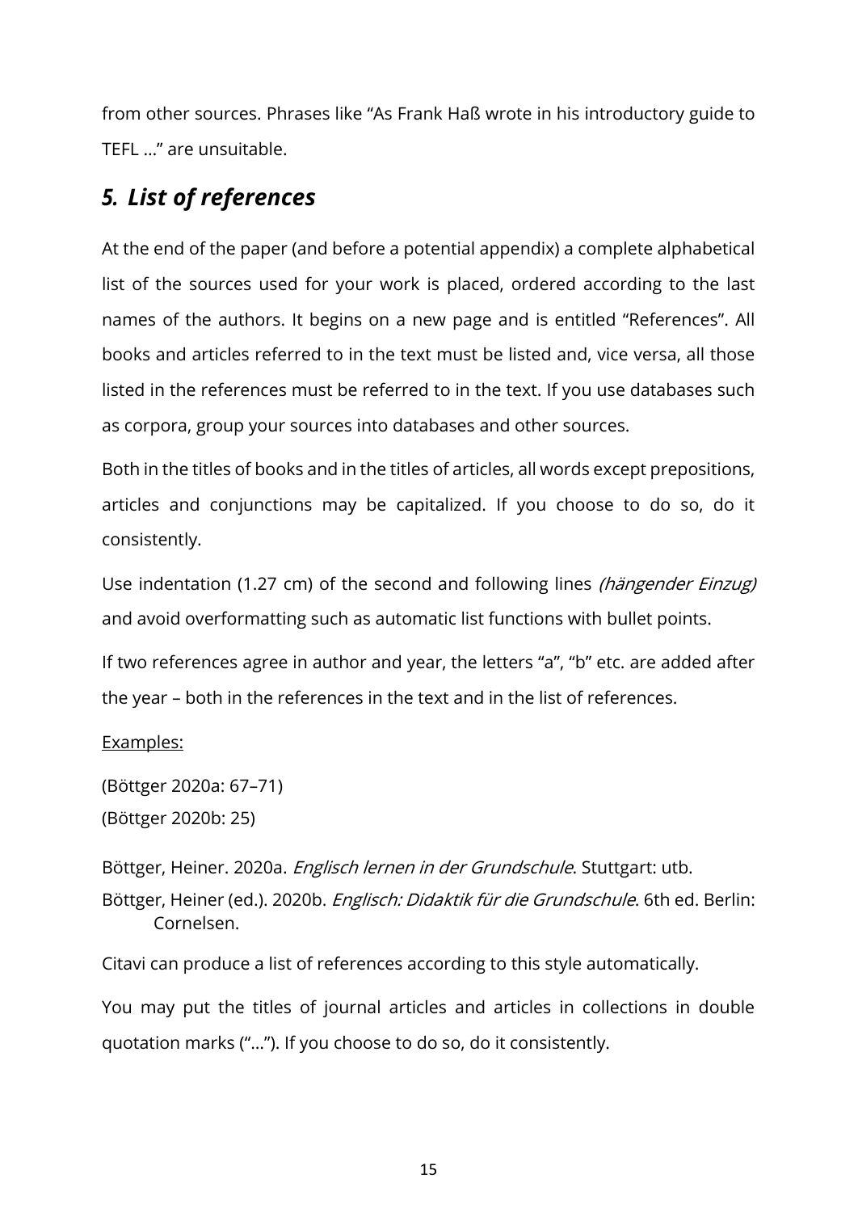from other sources. Phrases like "As Frank Haß wrote in his introductory guide to TEFL …" are unsuitable.

## *5. List of references*

At the end of the paper (and before a potential appendix) a complete alphabetical list of the sources used for your work is placed, ordered according to the last names of the authors. It begins on a new page and is entitled "References". All books and articles referred to in the text must be listed and, vice versa, all those listed in the references must be referred to in the text. If you use databases such as corpora, group your sources into databases and other sources.

Both in the titles of books and in the titles of articles, all words except prepositions, articles and conjunctions may be capitalized. If you choose to do so, do it consistently.

Use indentation (1.27 cm) of the second and following lines *(hängender Einzug)* and avoid overformatting such as automatic list functions with bullet points.

If two references agree in author and year, the letters "a", "b" etc. are added after the year – both in the references in the text and in the list of references.

<u>Examples:</u>

(Böttger 2020a: 67–71)
(Böttger 2020b: 25)

Böttger, Heiner. 2020a. *Englisch lernen in der Grundschule*. Stuttgart: utb.

Böttger, Heiner (ed.). 2020b. *Englisch: Didaktik für die Grundschule*. 6th ed. Berlin: Cornelsen.

Citavi can produce a list of references according to this style automatically.

You may put the titles of journal articles and articles in collections in double quotation marks ("…"). If you choose to do so, do it consistently.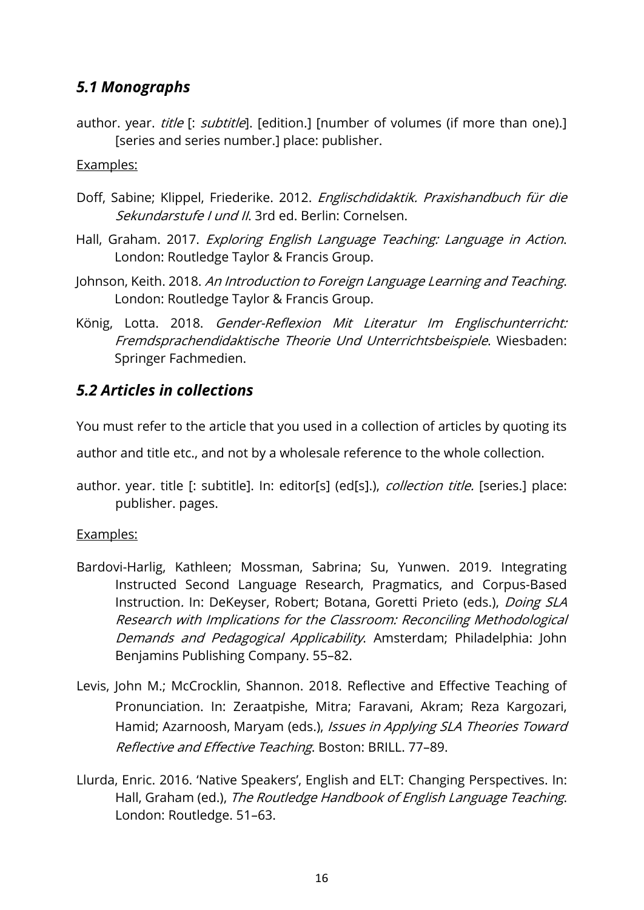### *5.1 Monographs*

author. year. *title* [: *subtitle*]. [edition.] [number of volumes (if more than one).] [series and series number.] place: publisher.

Examples:

Doff, Sabine; Klippel, Friederike. 2012. *Englischdidaktik. Praxishandbuch für die Sekundarstufe I und II*. 3rd ed. Berlin: Cornelsen.

Hall, Graham. 2017. *Exploring English Language Teaching: Language in Action*. London: Routledge Taylor & Francis Group.

Johnson, Keith. 2018. *An Introduction to Foreign Language Learning and Teaching*. London: Routledge Taylor & Francis Group.

König, Lotta. 2018. *Gender-Reflexion Mit Literatur Im Englischunterricht: Fremdsprachendidaktische Theorie Und Unterrichtsbeispiele*. Wiesbaden: Springer Fachmedien.

### *5.2 Articles in collections*

You must refer to the article that you used in a collection of articles by quoting its author and title etc., and not by a wholesale reference to the whole collection.

author. year. title [: subtitle]. In: editor[s] (ed[s].), *collection title.* [series.] place: publisher. pages.

Examples:

Bardovi-Harlig, Kathleen; Mossman, Sabrina; Su, Yunwen. 2019. Integrating Instructed Second Language Research, Pragmatics, and Corpus-Based Instruction. In: DeKeyser, Robert; Botana, Goretti Prieto (eds.), *Doing SLA Research with Implications for the Classroom: Reconciling Methodological Demands and Pedagogical Applicability*. Amsterdam; Philadelphia: John Benjamins Publishing Company. 55–82.

Levis, John M.; McCrocklin, Shannon. 2018. Reflective and Effective Teaching of Pronunciation. In: Zeraatpishe, Mitra; Faravani, Akram; Reza Kargozari, Hamid; Azarnoosh, Maryam (eds.), *Issues in Applying SLA Theories Toward Reflective and Effective Teaching*. Boston: BRILL. 77–89.

Llurda, Enric. 2016. 'Native Speakers', English and ELT: Changing Perspectives. In: Hall, Graham (ed.), *The Routledge Handbook of English Language Teaching*. London: Routledge. 51–63.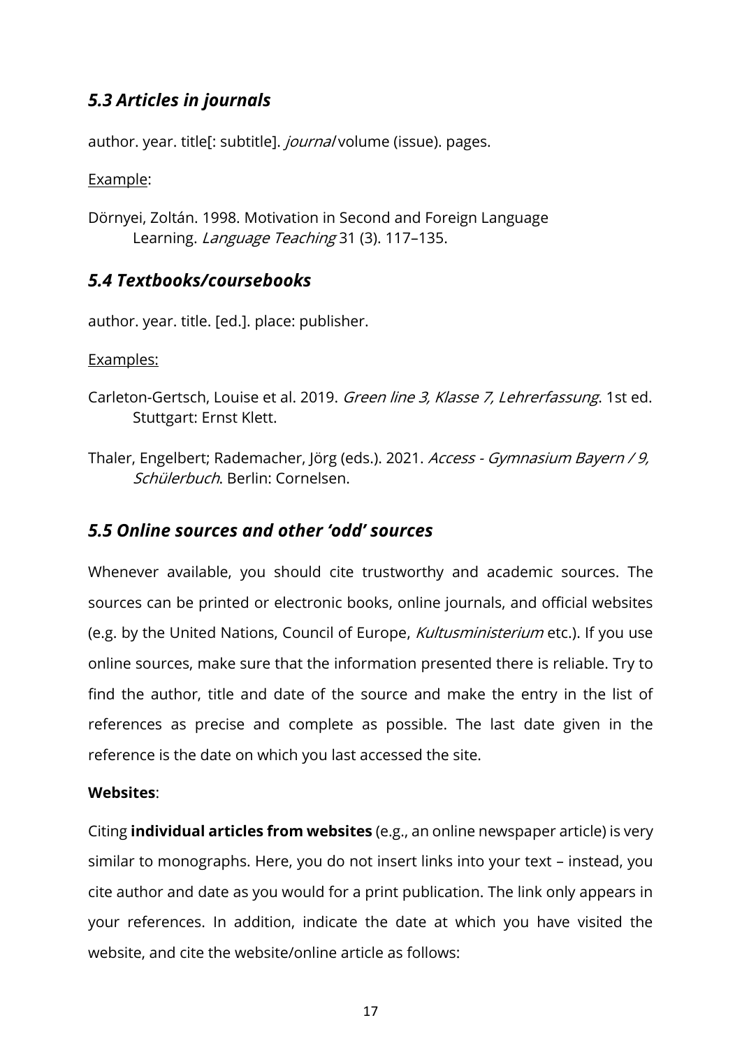### *5.3 Articles in journals*

author. year. title[: subtitle]. *journal* volume (issue). pages.

<u>Example</u>:

Dörnyei, Zoltán. 1998. Motivation in Second and Foreign Language Learning. *Language Teaching* 31 (3). 117–135.

### *5.4 Textbooks/coursebooks*

author. year. title. [ed.]. place: publisher.

<u>Examples:</u>

Carleton-Gertsch, Louise et al. 2019. *Green line 3, Klasse 7, Lehrerfassung*. 1st ed. Stuttgart: Ernst Klett.

Thaler, Engelbert; Rademacher, Jörg (eds.). 2021. *Access - Gymnasium Bayern / 9, Schülerbuch*. Berlin: Cornelsen.

### *5.5 Online sources and other 'odd' sources*

Whenever available, you should cite trustworthy and academic sources. The sources can be printed or electronic books, online journals, and official websites (e.g. by the United Nations, Council of Europe, *Kultusministerium* etc.). If you use online sources, make sure that the information presented there is reliable. Try to find the author, title and date of the source and make the entry in the list of references as precise and complete as possible. The last date given in the reference is the date on which you last accessed the site.

**Websites**:

Citing **individual articles from websites** (e.g., an online newspaper article) is very similar to monographs. Here, you do not insert links into your text – instead, you cite author and date as you would for a print publication. The link only appears in your references. In addition, indicate the date at which you have visited the website, and cite the website/online article as follows: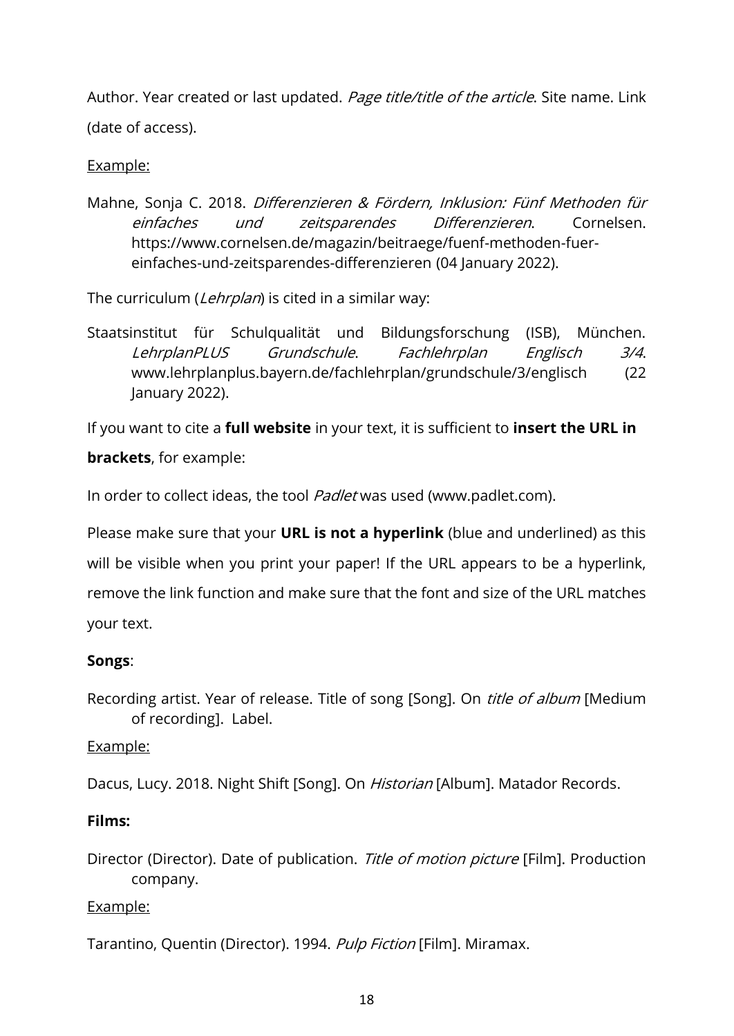Author. Year created or last updated. *Page title/title of the article*. Site name. Link (date of access).

Example:

Mahne, Sonja C. 2018. *Differenzieren & Fördern, Inklusion: Fünf Methoden für einfaches und zeitsparendes Differenzieren*. Cornelsen. https://www.cornelsen.de/magazin/beitraege/fuenf-methoden-fuer-einfaches-und-zeitsparendes-differenzieren (04 January 2022).

The curriculum (*Lehrplan*) is cited in a similar way:

Staatsinstitut für Schulqualität und Bildungsforschung (ISB), München. *LehrplanPLUS Grundschule*. *Fachlehrplan Englisch 3/4*. www.lehrplanplus.bayern.de/fachlehrplan/grundschule/3/englisch (22 January 2022).

If you want to cite a **full website** in your text, it is sufficient to **insert the URL in brackets**, for example:

In order to collect ideas, the tool *Padlet* was used (www.padlet.com).

Please make sure that your **URL is not a hyperlink** (blue and underlined) as this will be visible when you print your paper! If the URL appears to be a hyperlink, remove the link function and make sure that the font and size of the URL matches your text.

**Songs**:

Recording artist. Year of release. Title of song [Song]. On *title of album* [Medium of recording]. Label.

Example:

Dacus, Lucy. 2018. Night Shift [Song]. On *Historian* [Album]. Matador Records.

**Films:**

Director (Director). Date of publication. *Title of motion picture* [Film]. Production company.

Example:

Tarantino, Quentin (Director). 1994. *Pulp Fiction* [Film]. Miramax.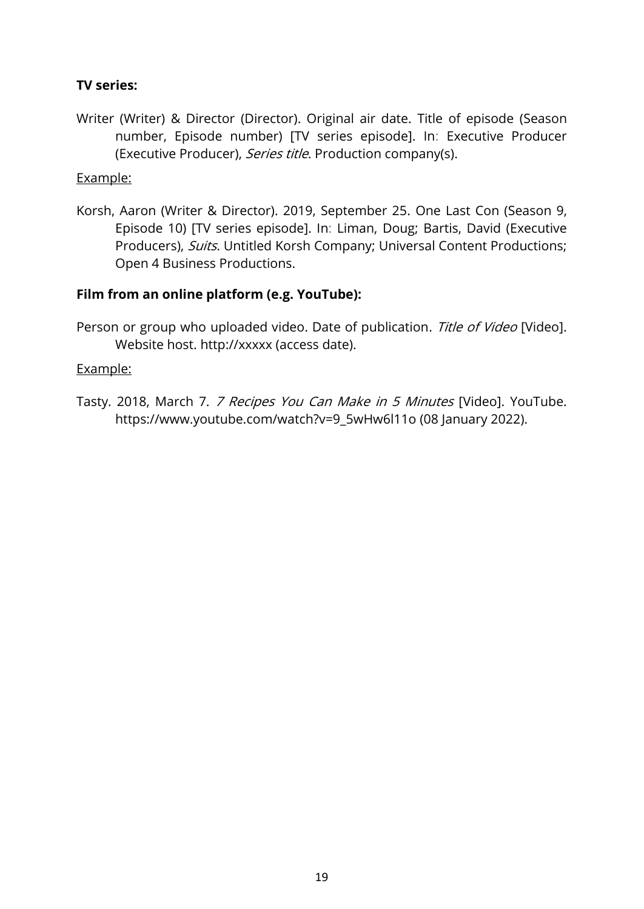**TV series:**

Writer (Writer) & Director (Director). Original air date. Title of episode (Season number, Episode number) [TV series episode]. In: Executive Producer (Executive Producer), *Series title*. Production company(s).

<u>Example:</u>

Korsh, Aaron (Writer & Director). 2019, September 25. One Last Con (Season 9, Episode 10) [TV series episode]. In: Liman, Doug; Bartis, David (Executive Producers), *Suits*. Untitled Korsh Company; Universal Content Productions; Open 4 Business Productions.

**Film from an online platform (e.g. YouTube):**

Person or group who uploaded video. Date of publication. *Title of Video* [Video]. Website host. http://xxxxx (access date).

<u>Example:</u>

Tasty. 2018, March 7. *7 Recipes You Can Make in 5 Minutes* [Video]. YouTube. https://www.youtube.com/watch?v=9_5wHw6l11o (08 January 2022).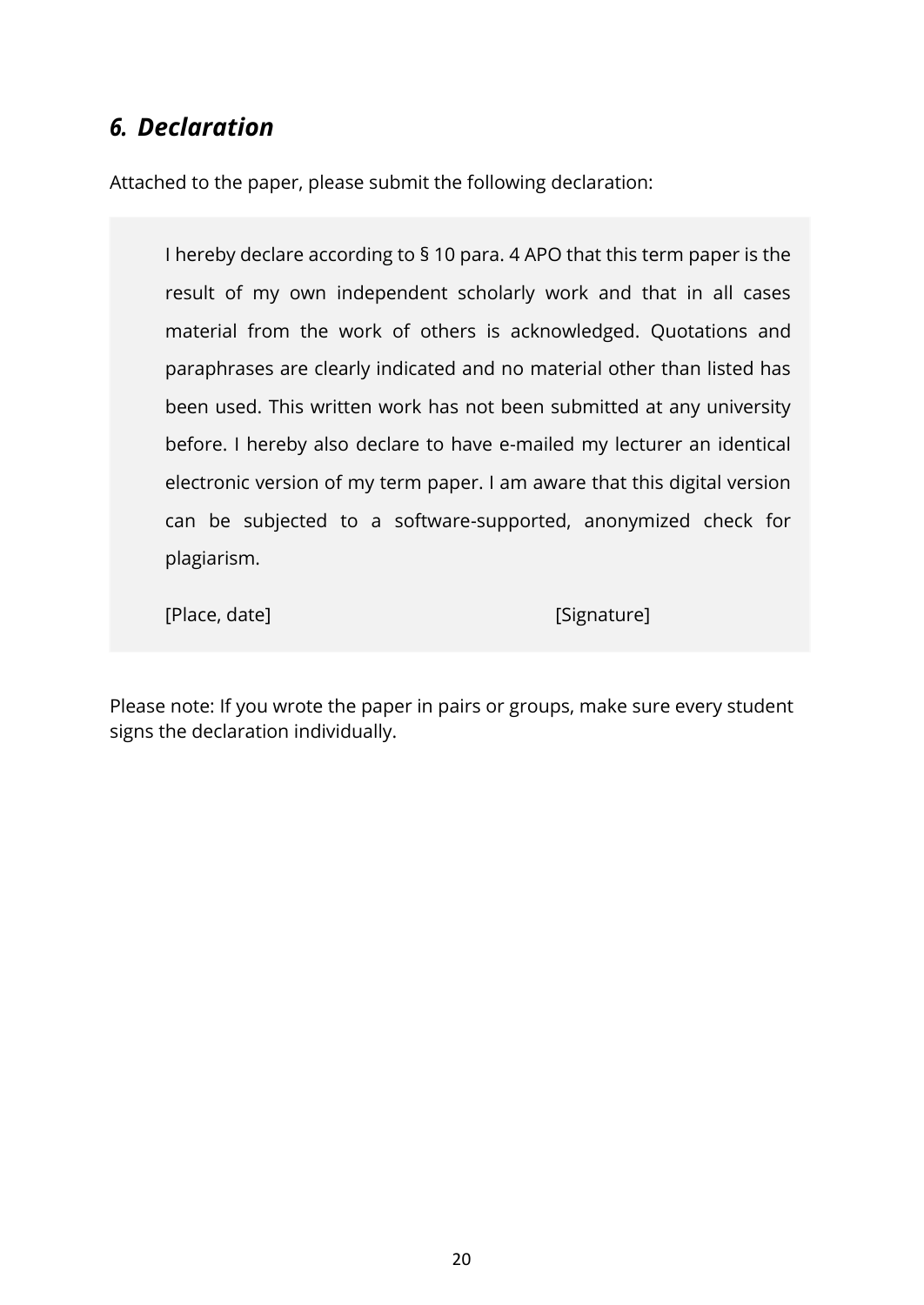## *6. Declaration*

Attached to the paper, please submit the following declaration:

> I hereby declare according to § 10 para. 4 APO that this term paper is the result of my own independent scholarly work and that in all cases material from the work of others is acknowledged. Quotations and paraphrases are clearly indicated and no material other than listed has been used. This written work has not been submitted at any university before. I hereby also declare to have e-mailed my lecturer an identical electronic version of my term paper. I am aware that this digital version can be subjected to a software-supported, anonymized check for plagiarism.
>
> [Place, date] [Signature]

Please note: If you wrote the paper in pairs or groups, make sure every student signs the declaration individually.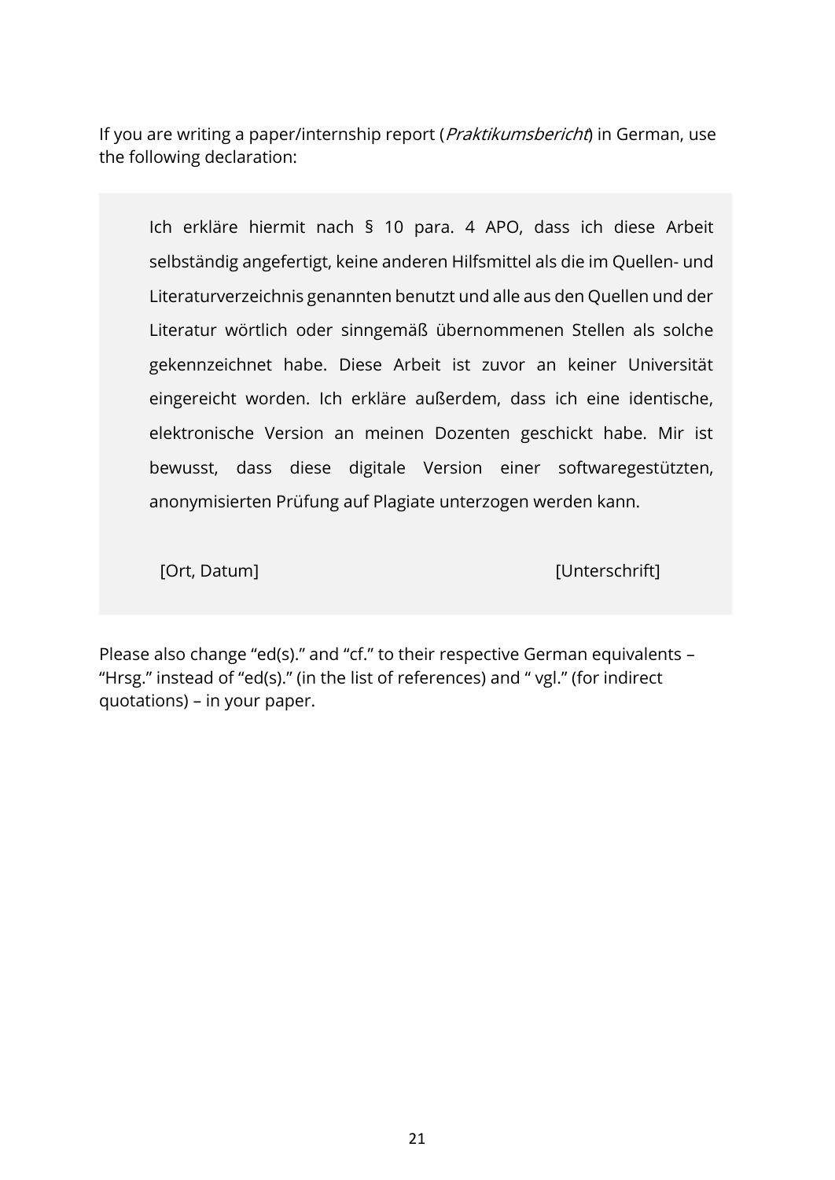If you are writing a paper/internship report (*Praktikumsbericht*) in German, use the following declaration:

> Ich erkläre hiermit nach § 10 para. 4 APO, dass ich diese Arbeit selbständig angefertigt, keine anderen Hilfsmittel als die im Quellen- und Literaturverzeichnis genannten benutzt und alle aus den Quellen und der Literatur wörtlich oder sinngemäß übernommenen Stellen als solche gekennzeichnet habe. Diese Arbeit ist zuvor an keiner Universität eingereicht worden. Ich erkläre außerdem, dass ich eine identische, elektronische Version an meinen Dozenten geschickt habe. Mir ist bewusst, dass diese digitale Version einer softwaregestützten, anonymisierten Prüfung auf Plagiate unterzogen werden kann.
>
> [Ort, Datum]                                        [Unterschrift]

Please also change “ed(s).” and “cf.” to their respective German equivalents – “Hrsg.” instead of “ed(s).” (in the list of references) and “ vgl.” (for indirect quotations) – in your paper.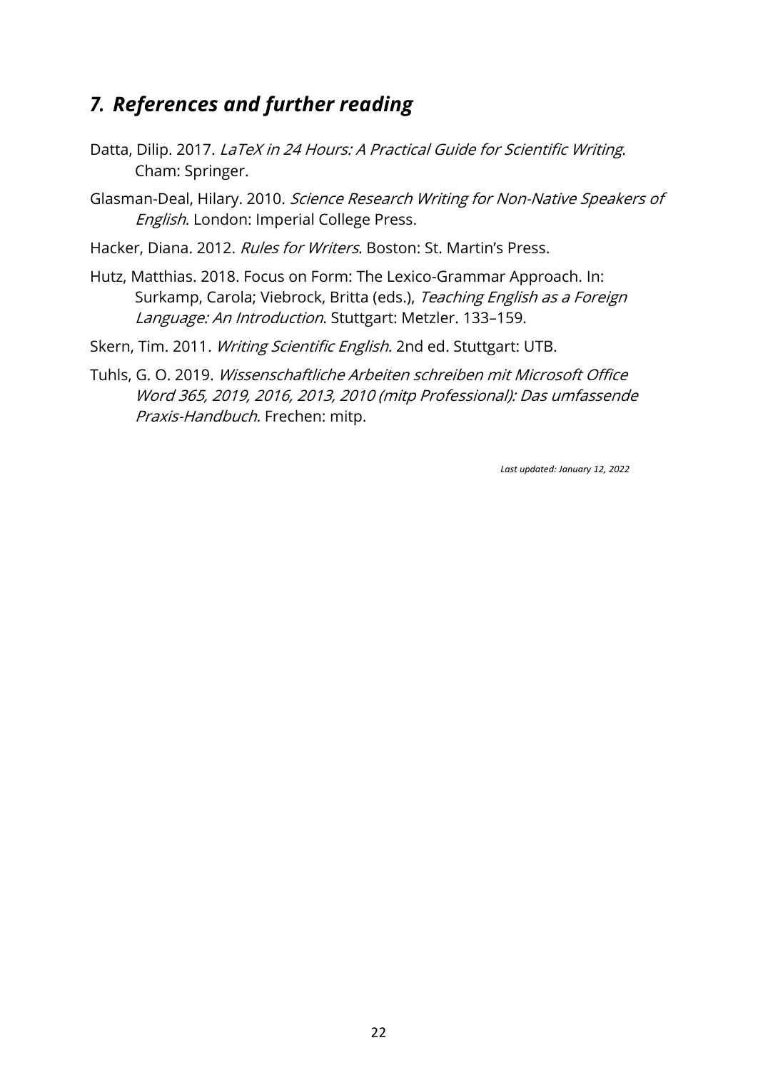## *7. References and further reading*

Datta, Dilip. 2017. *LaTeX in 24 Hours: A Practical Guide for Scientific Writing*. Cham: Springer.

Glasman-Deal, Hilary. 2010. *Science Research Writing for Non-Native Speakers of English*. London: Imperial College Press.

Hacker, Diana. 2012. *Rules for Writers*. Boston: St. Martin's Press.

Hutz, Matthias. 2018. Focus on Form: The Lexico-Grammar Approach. In: Surkamp, Carola; Viebrock, Britta (eds.), *Teaching English as a Foreign Language: An Introduction*. Stuttgart: Metzler. 133–159.

Skern, Tim. 2011. *Writing Scientific English.* 2nd ed. Stuttgart: UTB.

Tuhls, G. O. 2019. *Wissenschaftliche Arbeiten schreiben mit Microsoft Office Word 365, 2019, 2016, 2013, 2010 (mitp Professional): Das umfassende Praxis-Handbuch.* Frechen: mitp.

*Last updated: January 12, 2022*